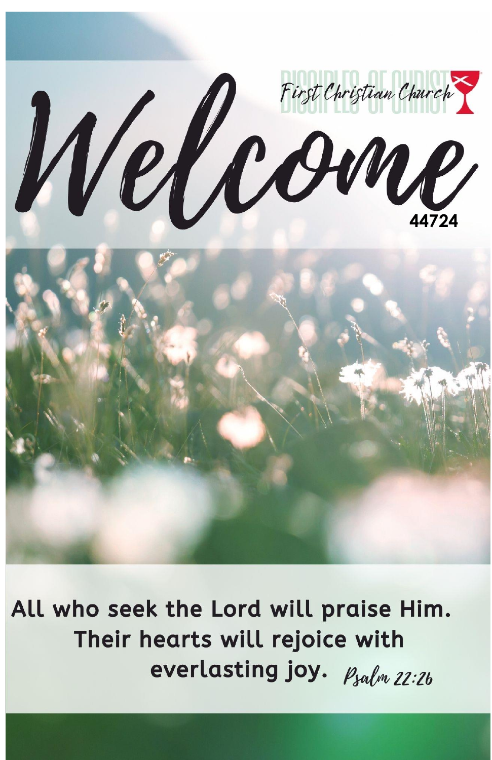First Christian Church

DISCIPLES OF CHRIST

# Welcome

44724

**All who seek the Lord will praise Him. Their hearts will rejoice with everlasting joy.** *Psalm 22:26*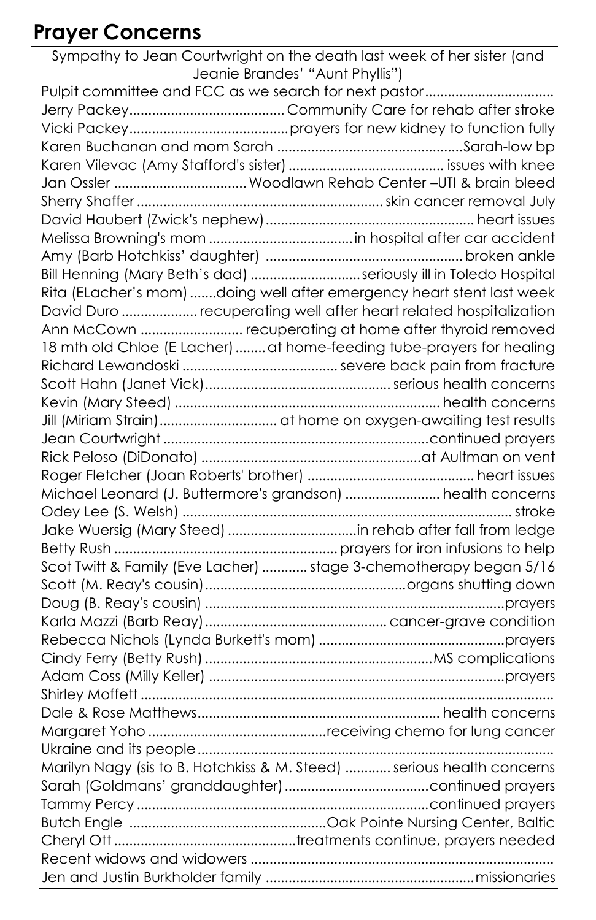## Prayer Concerns

Sympathy to Jean Courtwright on the death last week of her sister (and Jeanie Brandes' "Aunt Phyllis")

Pulpit committee and FCC as we search for next pastor.................................
Jerry Packey........................................ Community Care for rehab after stroke
Vicki Packey.........................................prayers for new kidney to function fully
Karen Buchanan and mom Sarah ................................................Sarah-low bp
Karen Vilevac (Amy Stafford's sister) ........................................ issues with knee
Jan Ossler .................................. Woodlawn Rehab Center –UTI & brain bleed
Sherry Shaffer ................................................................ skin cancer removal July
David Haubert (Zwick's nephew)...................................................... heart issues
Melissa Browning's mom ......................................in hospital after car accident
Amy (Barb Hotchkiss' daughter) ................................................... broken ankle
Bill Henning (Mary Beth's dad) ............................seriously ill in Toledo Hospital
Rita (ELacher's mom) .......doing well after emergency heart stent last week
David Duro ................... recuperating well after heart related hospitalization
Ann McCown .......................... recuperating at home after thyroid removed
18 mth old Chloe (E Lacher) ........ at home-feeding tube-prayers for healing
Richard Lewandoski ........................................ severe back pain from fracture
Scott Hahn (Janet Vick)................................................ serious health concerns
Kevin (Mary Steed) ...................................................................... health concerns
Jill (Miriam Strain).............................. at home on oxygen-awaiting test results
Jean Courtwright .....................................................................continued prayers
Rick Peloso (DiDonato) .........................................................at Aultman on vent
Roger Fletcher (Joan Roberts' brother) ........................................... heart issues
Michael Leonard (J. Buttermore's grandson) ......................... health concerns
Odey Lee (S. Welsh) ....................................................................................... stroke
Jake Wuersig (Mary Steed) .................................in rehab after fall from ledge
Betty Rush .......................................................... prayers for iron infusions to help
Scot Twitt & Family (Eve Lacher) ............ stage 3-chemotherapy began 5/16
Scott (M. Reay's cousin)....................................................organs shutting down
Doug (B. Reay's cousin) ..............................................................................prayers
Karla Mazzi (Barb Reay)............................................... cancer-grave condition
Rebecca Nichols (Lynda Burkett's mom) ................................................prayers
Cindy Ferry (Betty Rush) ...........................................................MS complications
Adam Coss (Milly Keller) .............................................................................prayers
Shirley Moffett ...........................................................................................................
Dale & Rose Matthews............................................................... health concerns
Margaret Yoho ..............................................receiving chemo for lung cancer
Ukraine and its people.............................................................................................
Marilyn Nagy (sis to B. Hotchkiss & M. Steed) ............ serious health concerns
Sarah (Goldmans' granddaughter).....................................continued prayers
Tammy Percy ...........................................................................continued prayers
Butch Engle ...................................................Oak Pointe Nursing Center, Baltic
Cheryl Ott ...............................................treatments continue, prayers needed
Recent widows and widowers ...............................................................................
Jen and Justin Burkholder family ......................................................missionaries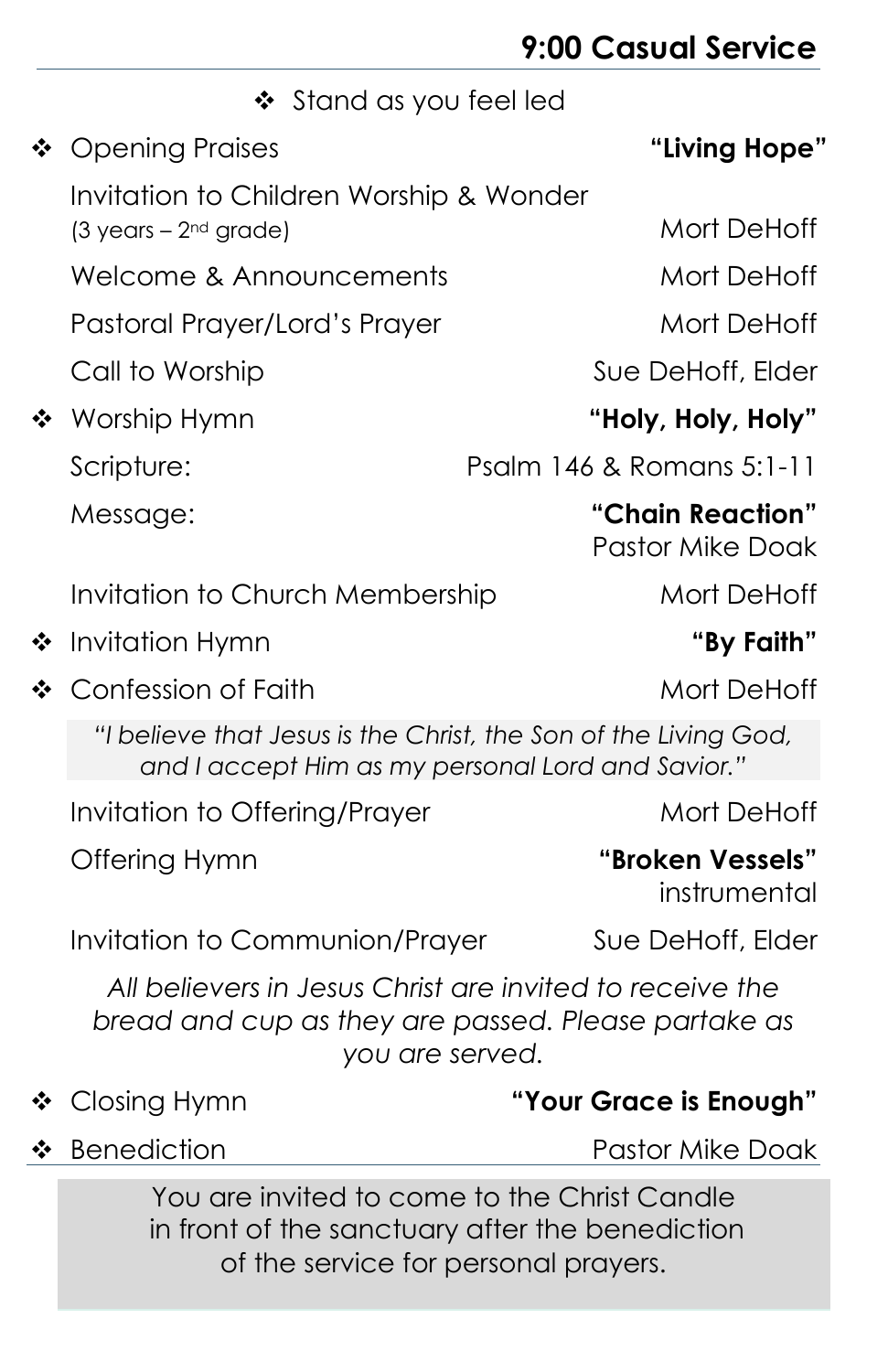## 9:00 Casual Service

❖ Stand as you feel led

❖ Opening Praises **"Living Hope"**

Invitation to Children Worship & Wonder (3 years – 2nd grade) Mort DeHoff

Welcome & Announcements Mort DeHoff

Pastoral Prayer/Lord's Prayer Mort DeHoff

Call to Worship Sue DeHoff, Elder

❖ Worship Hymn **"Holy, Holy, Holy"**

Scripture: Psalm 146 & Romans 5:1-11

Message: **"Chain Reaction"**
Pastor Mike Doak

Invitation to Church Membership Mort DeHoff

❖ Invitation Hymn **"By Faith"**

❖ Confession of Faith Mort DeHoff

*"I believe that Jesus is the Christ, the Son of the Living God, and I accept Him as my personal Lord and Savior."*

Invitation to Offering/Prayer Mort DeHoff

Offering Hymn **"Broken Vessels"**
instrumental

Invitation to Communion/Prayer Sue DeHoff, Elder

*All believers in Jesus Christ are invited to receive the bread and cup as they are passed. Please partake as you are served.*

❖ Closing Hymn **"Your Grace is Enough"**

❖ Benediction Pastor Mike Doak

You are invited to come to the Christ Candle in front of the sanctuary after the benediction of the service for personal prayers.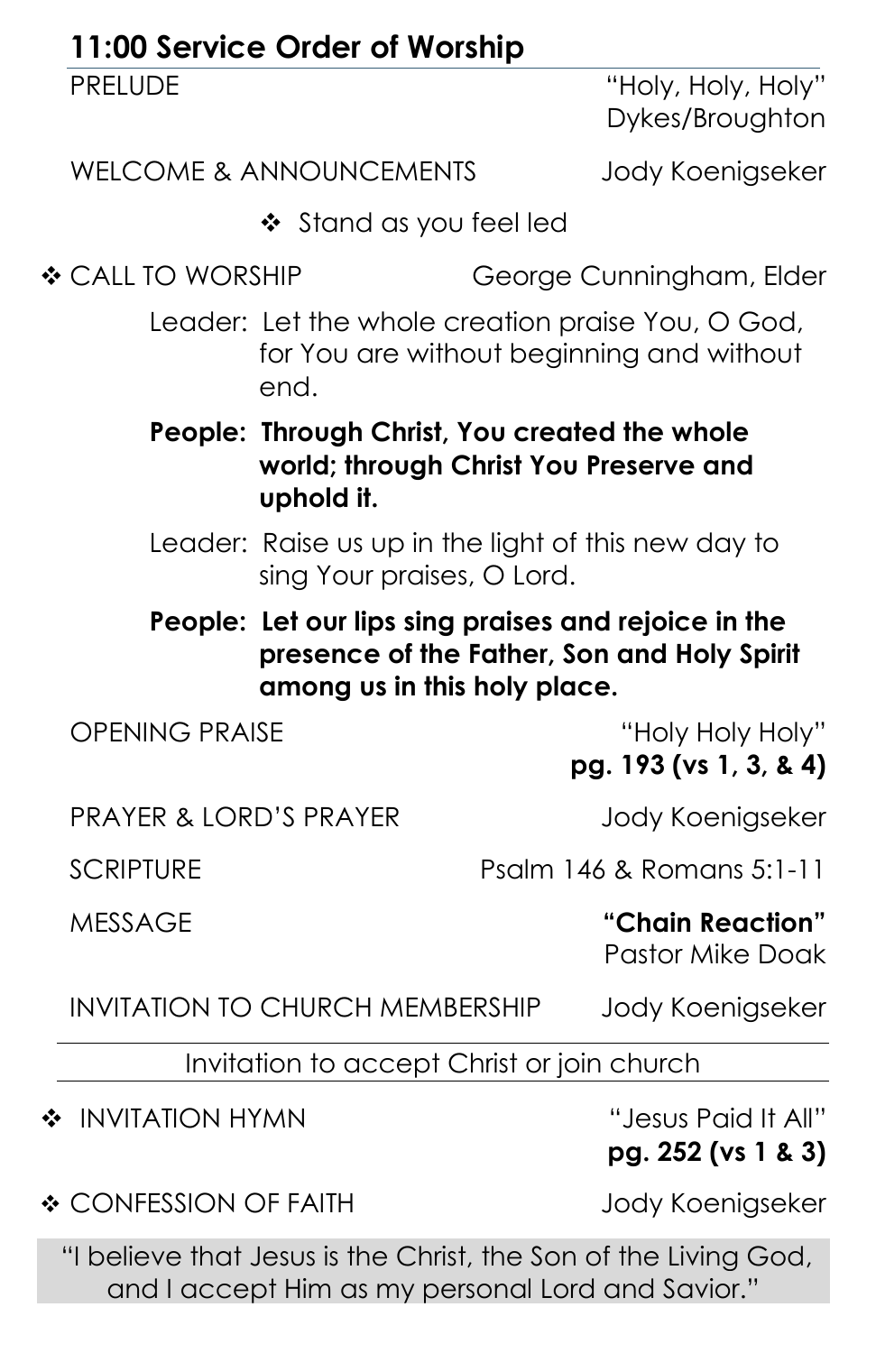## 11:00 Service Order of Worship

PRELUDE — "Holy, Holy, Holy" Dykes/Broughton

WELCOME & ANNOUNCEMENTS — Jody Koenigseker

❖ Stand as you feel led

❖ CALL TO WORSHIP — George Cunningham, Elder

Leader: Let the whole creation praise You, O God, for You are without beginning and without end.

**People: Through Christ, You created the whole world; through Christ You Preserve and uphold it.**

Leader: Raise us up in the light of this new day to sing Your praises, O Lord.

**People: Let our lips sing praises and rejoice in the presence of the Father, Son and Holy Spirit among us in this holy place.**

OPENING PRAISE — "Holy Holy Holy" **pg. 193 (vs 1, 3, & 4)**

PRAYER & LORD'S PRAYER — Jody Koenigseker

SCRIPTURE — Psalm 146 & Romans 5:1-11

MESSAGE — **"Chain Reaction"** Pastor Mike Doak

INVITATION TO CHURCH MEMBERSHIP — Jody Koenigseker

---

Invitation to accept Christ or join church

---

❖ INVITATION HYMN — "Jesus Paid It All" **pg. 252 (vs 1 & 3)**

❖ CONFESSION OF FAITH — Jody Koenigseker

"I believe that Jesus is the Christ, the Son of the Living God, and I accept Him as my personal Lord and Savior."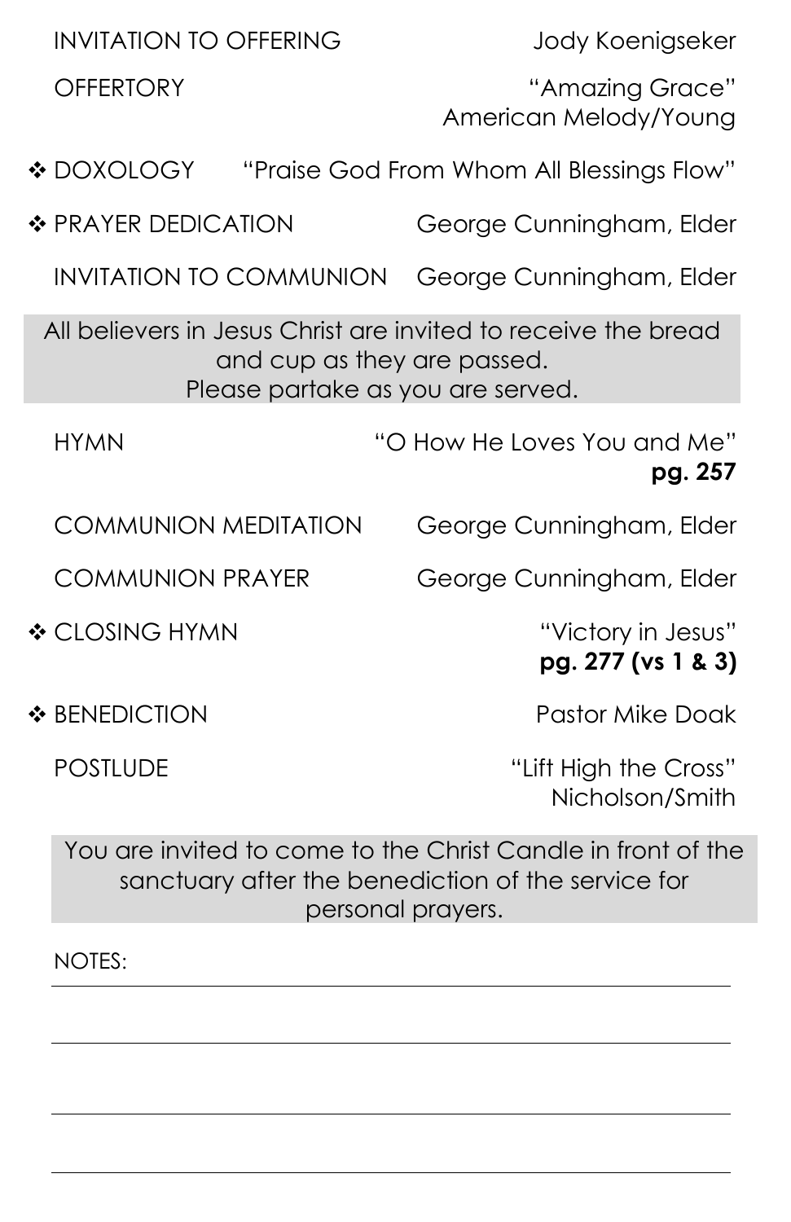INVITATION TO OFFERING — Jody Koenigseker

OFFERTORY — "Amazing Grace"
American Melody/Young

❖ DOXOLOGY — "Praise God From Whom All Blessings Flow"

❖ PRAYER DEDICATION — George Cunningham, Elder

INVITATION TO COMMUNION — George Cunningham, Elder

All believers in Jesus Christ are invited to receive the bread and cup as they are passed.
Please partake as you are served.

HYMN — "O How He Loves You and Me"
**pg. 257**

COMMUNION MEDITATION — George Cunningham, Elder

COMMUNION PRAYER — George Cunningham, Elder

❖ CLOSING HYMN — "Victory in Jesus"
**pg. 277 (vs 1 & 3)**

❖ BENEDICTION — Pastor Mike Doak

POSTLUDE — "Lift High the Cross"
Nicholson/Smith

You are invited to come to the Christ Candle in front of the sanctuary after the benediction of the service for personal prayers.

NOTES:

___

___

___

___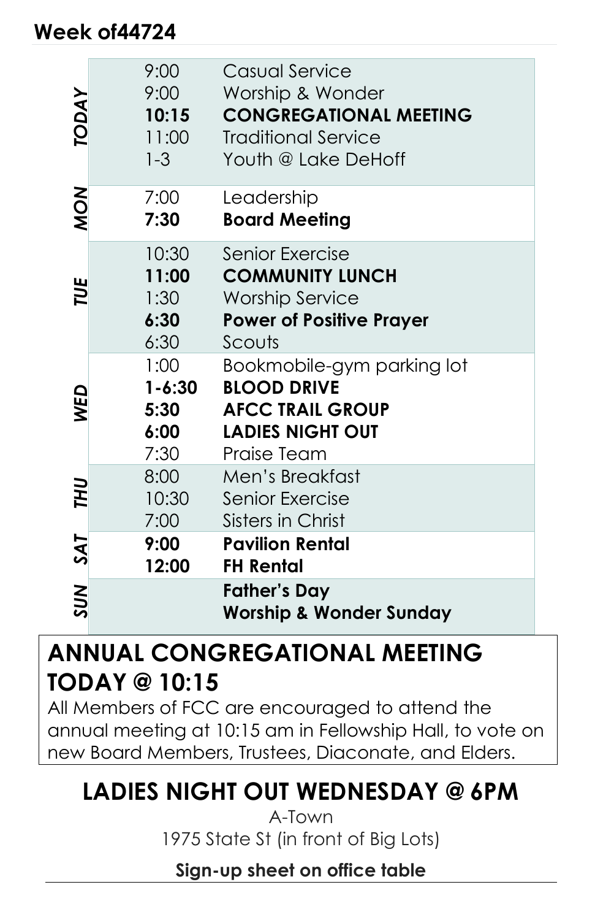## Week of44724

| Day | Time | Event |
|---|---|---|
| TODAY | 9:00 | Casual Service |
| | 9:00 | Worship & Wonder |
| | **10:15** | **CONGREGATIONAL MEETING** |
| | 11:00 | Traditional Service |
| | 1-3 | Youth @ Lake DeHoff |
| MON | 7:00 | Leadership |
| | **7:30** | **Board Meeting** |
| TUE | 10:30 | Senior Exercise |
| | **11:00** | **COMMUNITY LUNCH** |
| | 1:30 | Worship Service |
| | **6:30** | **Power of Positive Prayer** |
| | 6:30 | Scouts |
| WED | 1:00 | Bookmobile-gym parking lot |
| | **1-6:30** | **BLOOD DRIVE** |
| | **5:30** | **AFCC TRAIL GROUP** |
| | **6:00** | **LADIES NIGHT OUT** |
| | 7:30 | Praise Team |
| THU | 8:00 | Men's Breakfast |
| | 10:30 | Senior Exercise |
| | 7:00 | Sisters in Christ |
| SAT | **9:00** | **Pavilion Rental** |
| | **12:00** | **FH Rental** |
| SUN | | **Father's Day** |
| | | **Worship & Wonder Sunday** |

## ANNUAL CONGREGATIONAL MEETING TODAY @ 10:15

All Members of FCC are encouraged to attend the annual meeting at 10:15 am in Fellowship Hall, to vote on new Board Members, Trustees, Diaconate, and Elders.

## LADIES NIGHT OUT WEDNESDAY @ 6PM

A-Town

1975 State St (in front of Big Lots)

**Sign-up sheet on office table**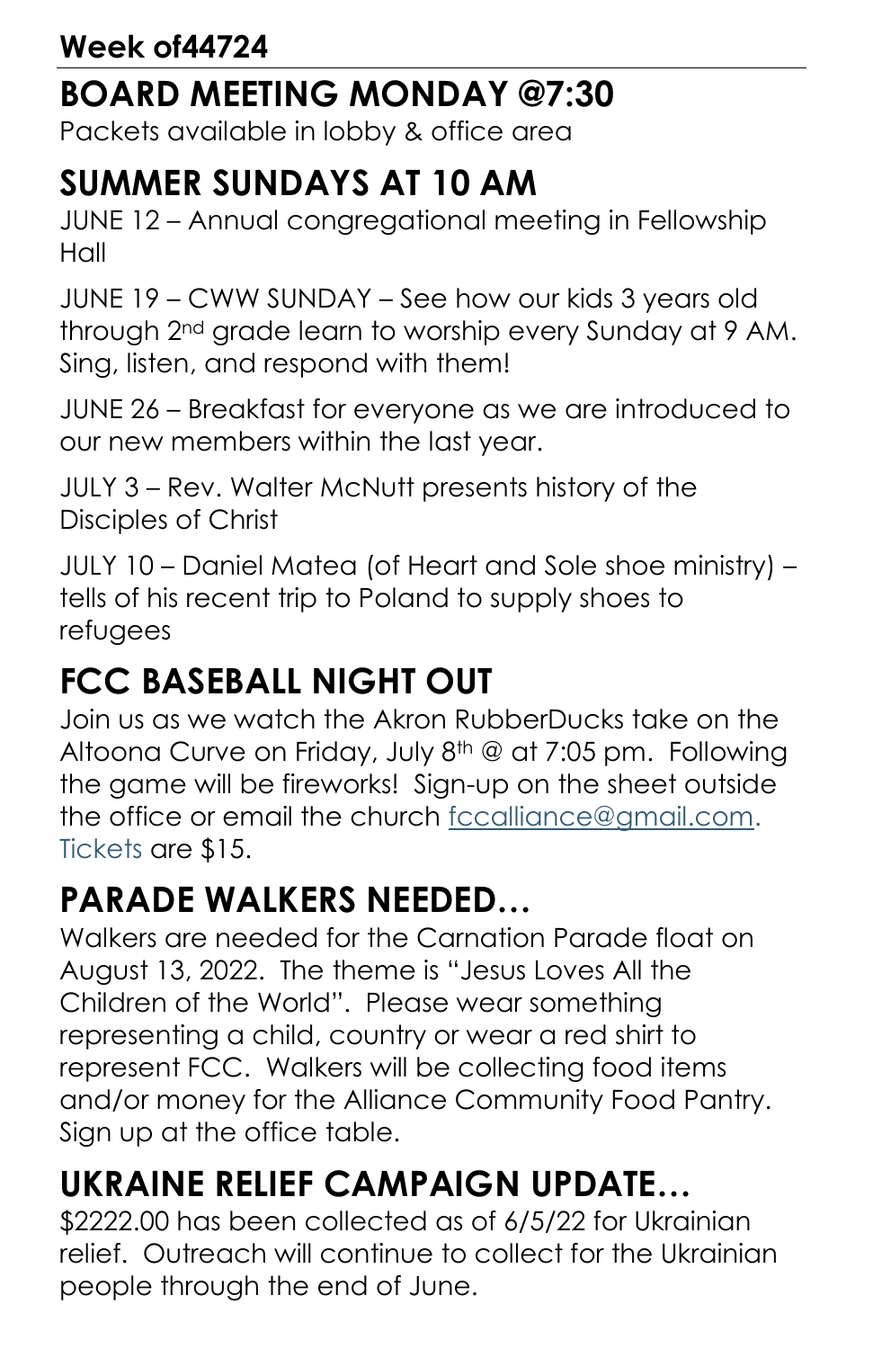**Week of44724**

# BOARD MEETING MONDAY @7:30

Packets available in lobby & office area

# SUMMER SUNDAYS AT 10 AM

JUNE 12 – Annual congregational meeting in Fellowship Hall

JUNE 19 – CWW SUNDAY – See how our kids 3 years old through 2nd grade learn to worship every Sunday at 9 AM. Sing, listen, and respond with them!

JUNE 26 – Breakfast for everyone as we are introduced to our new members within the last year.

JULY 3 – Rev. Walter McNutt presents history of the Disciples of Christ

JULY 10 – Daniel Matea (of Heart and Sole shoe ministry) – tells of his recent trip to Poland to supply shoes to refugees

# FCC BASEBALL NIGHT OUT

Join us as we watch the Akron RubberDucks take on the Altoona Curve on Friday, July 8th @ at 7:05 pm. Following the game will be fireworks! Sign-up on the sheet outside the office or email the church fccalliance@gmail.com. Tickets are $15.

# PARADE WALKERS NEEDED…

Walkers are needed for the Carnation Parade float on August 13, 2022. The theme is "Jesus Loves All the Children of the World". Please wear something representing a child, country or wear a red shirt to represent FCC. Walkers will be collecting food items and/or money for the Alliance Community Food Pantry. Sign up at the office table.

# UKRAINE RELIEF CAMPAIGN UPDATE…

$2222.00 has been collected as of 6/5/22 for Ukrainian relief. Outreach will continue to collect for the Ukrainian people through the end of June.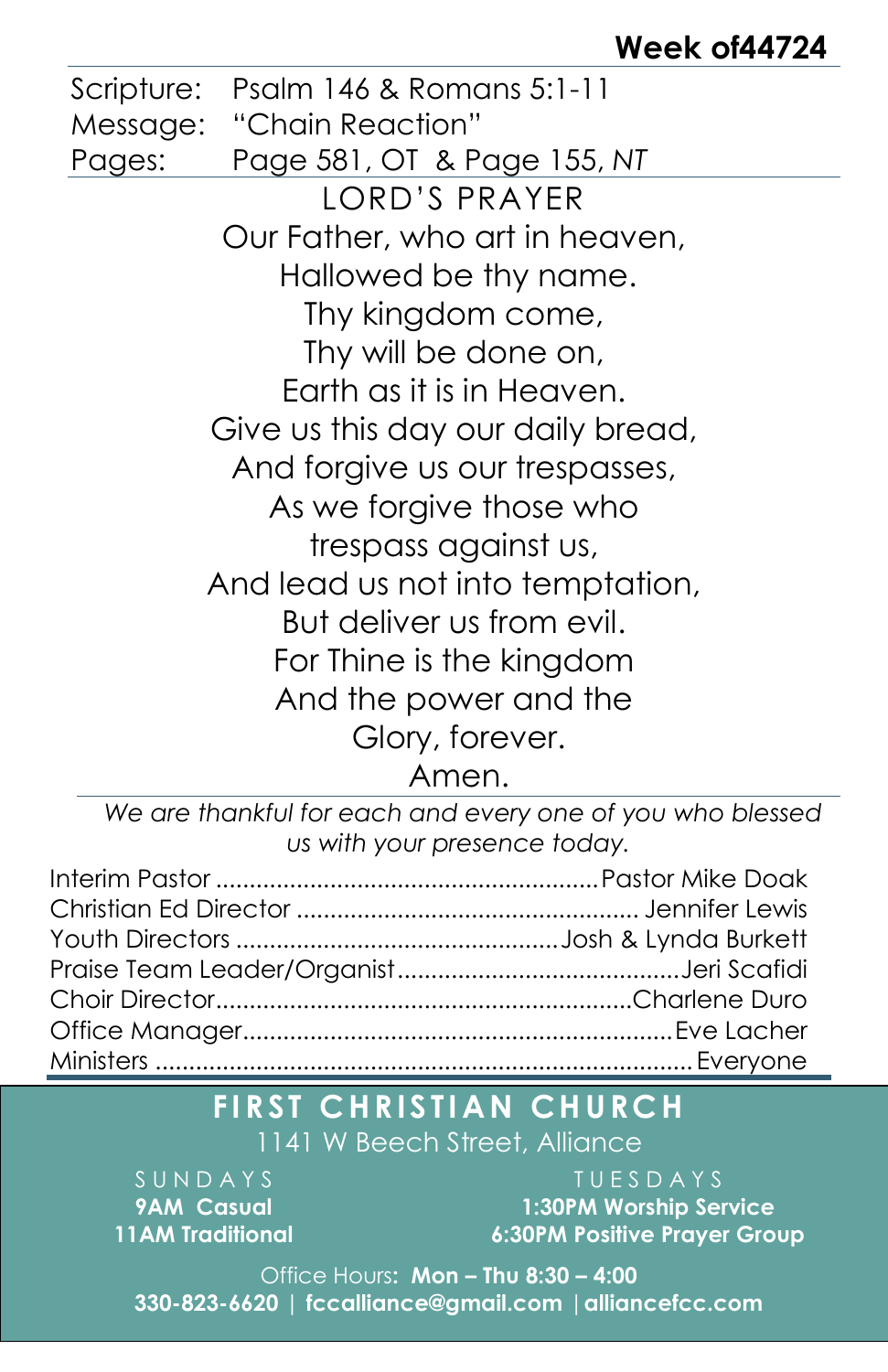**Week of44724**

| | |
|---|---|
| Scripture: | Psalm 146 & Romans 5:1-11 |
| Message: | "Chain Reaction" |
| Pages: | Page 581, OT & Page 155, *NT* |

## LORD'S PRAYER

Our Father, who art in heaven,
Hallowed be thy name.
Thy kingdom come,
Thy will be done on,
Earth as it is in Heaven.
Give us this day our daily bread,
And forgive us our trespasses,
As we forgive those who
trespass against us,
And lead us not into temptation,
But deliver us from evil.
For Thine is the kingdom
And the power and the
Glory, forever.
Amen.

*We are thankful for each and every one of you who blessed us with your presence today.*

Interim Pastor ........................................................ Pastor Mike Doak
Christian Ed Director .................................................. Jennifer Lewis
Youth Directors ................................................ Josh & Lynda Burkett
Praise Team Leader/Organist .......................................... Jeri Scafidi
Choir Director............................................................. Charlene Duro
Office Manager................................................................. Eve Lacher
Ministers ............................................................................. Everyone

## FIRST CHRISTIAN CHURCH

1141 W Beech Street, Alliance

SUNDAYS
**9AM Casual**
**11AM Traditional**

TUESDAYS
**1:30PM Worship Service**
**6:30PM Positive Prayer Group**

Office Hours: **Mon – Thu 8:30 – 4:00**
**330-823-6620** | **fccalliance@gmail.com** | **alliancefcc.com**